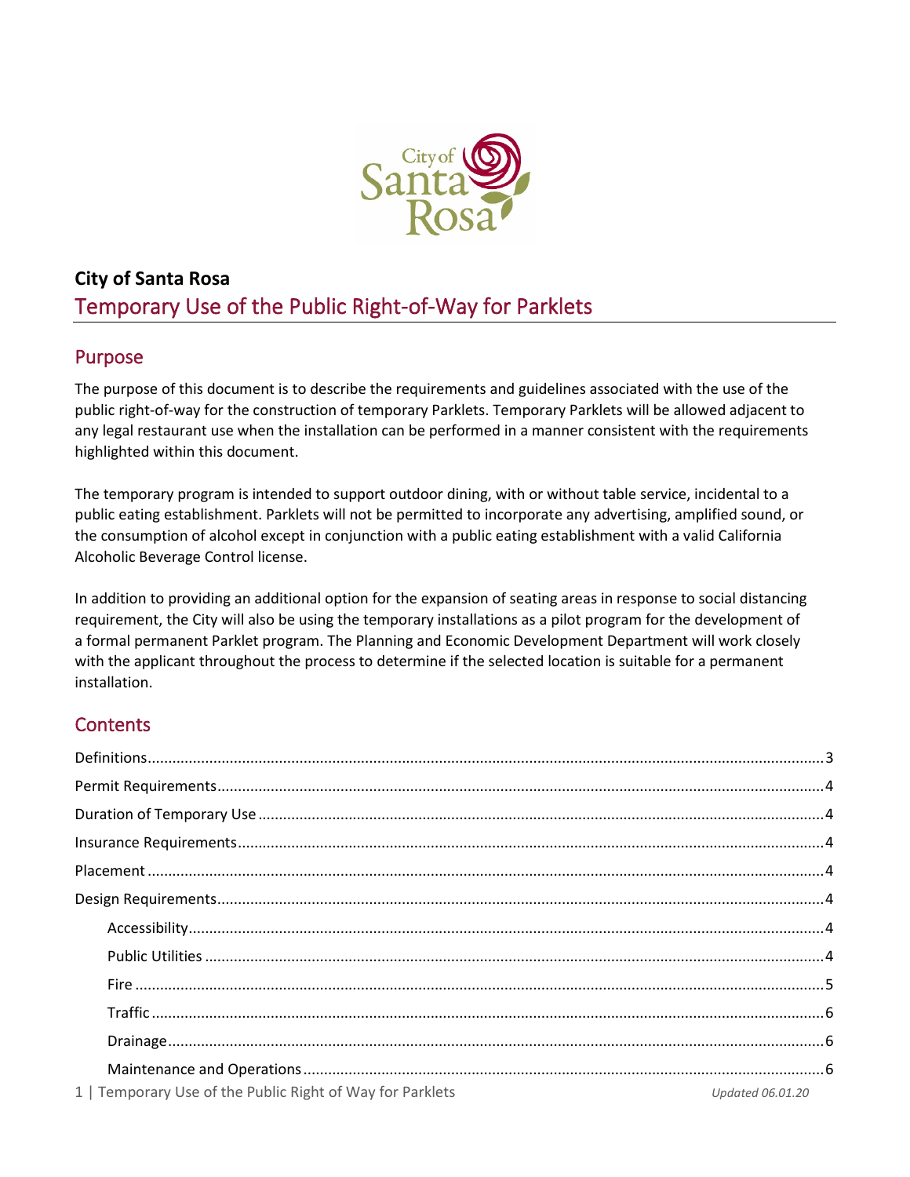**City of Santa Rosa**

# Temporary Use of the Public Right-of-Way for Parklets

## Purpose

The purpose of this document is to describe the requirements and guidelines associated with the use of the public right-of-way for the construction of temporary Parklets. Temporary Parklets will be allowed adjacent to any legal restaurant use when the installation can be performed in a manner consistent with the requirements highlighted within this document.

The temporary program is intended to support outdoor dining, with or without table service, incidental to a public eating establishment. Parklets will not be permitted to incorporate any advertising, amplified sound, or the consumption of alcohol except in conjunction with a public eating establishment with a valid California Alcoholic Beverage Control license.

In addition to providing an additional option for the expansion of seating areas in response to social distancing requirement, the City will also be using the temporary installations as a pilot program for the development of a formal permanent Parklet program. The Planning and Economic Development Department will work closely with the applicant throughout the process to determine if the selected location is suitable for a permanent installation.

## Contents

- Definitions .......... 3
- Permit Requirements .......... 4
- Duration of Temporary Use .......... 4
- Insurance Requirements .......... 4
- Placement .......... 4
- Design Requirements .......... 4
  - Accessibility .......... 4
  - Public Utilities .......... 4
  - Fire .......... 5
  - Traffic .......... 6
  - Drainage .......... 6
  - Maintenance and Operations .......... 6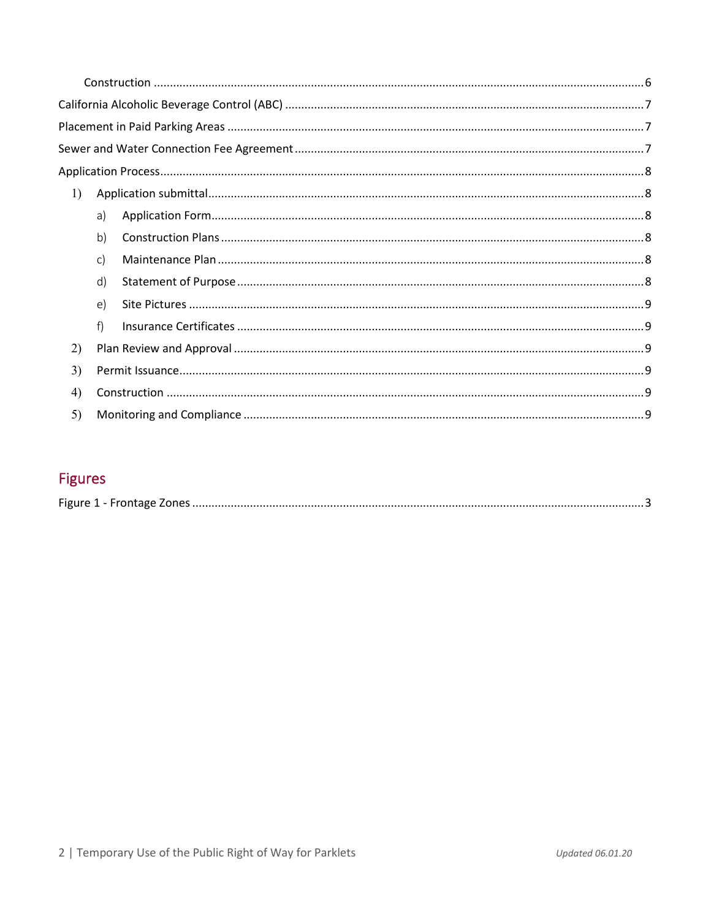Construction ........................................................................................................................................6

California Alcoholic Beverage Control (ABC) ..............................................................................................7

Placement in Paid Parking Areas ................................................................................................................7

Sewer and Water Connection Fee Agreement ...........................................................................................7

Application Process....................................................................................................................................8

1) Application submittal......................................................................................................................8

   a) Application Form....................................................................................................................8

   b) Construction Plans ..................................................................................................................8

   c) Maintenance Plan ...................................................................................................................8

   d) Statement of Purpose .............................................................................................................8

   e) Site Pictures ............................................................................................................................9

   f) Insurance Certificates .............................................................................................................9

2) Plan Review and Approval ...............................................................................................................9

3) Permit Issuance...............................................................................................................................9

4) Construction ...................................................................................................................................9

5) Monitoring and Compliance ...........................................................................................................9

## Figures

Figure 1 - Frontage Zones ...........................................................................................................................3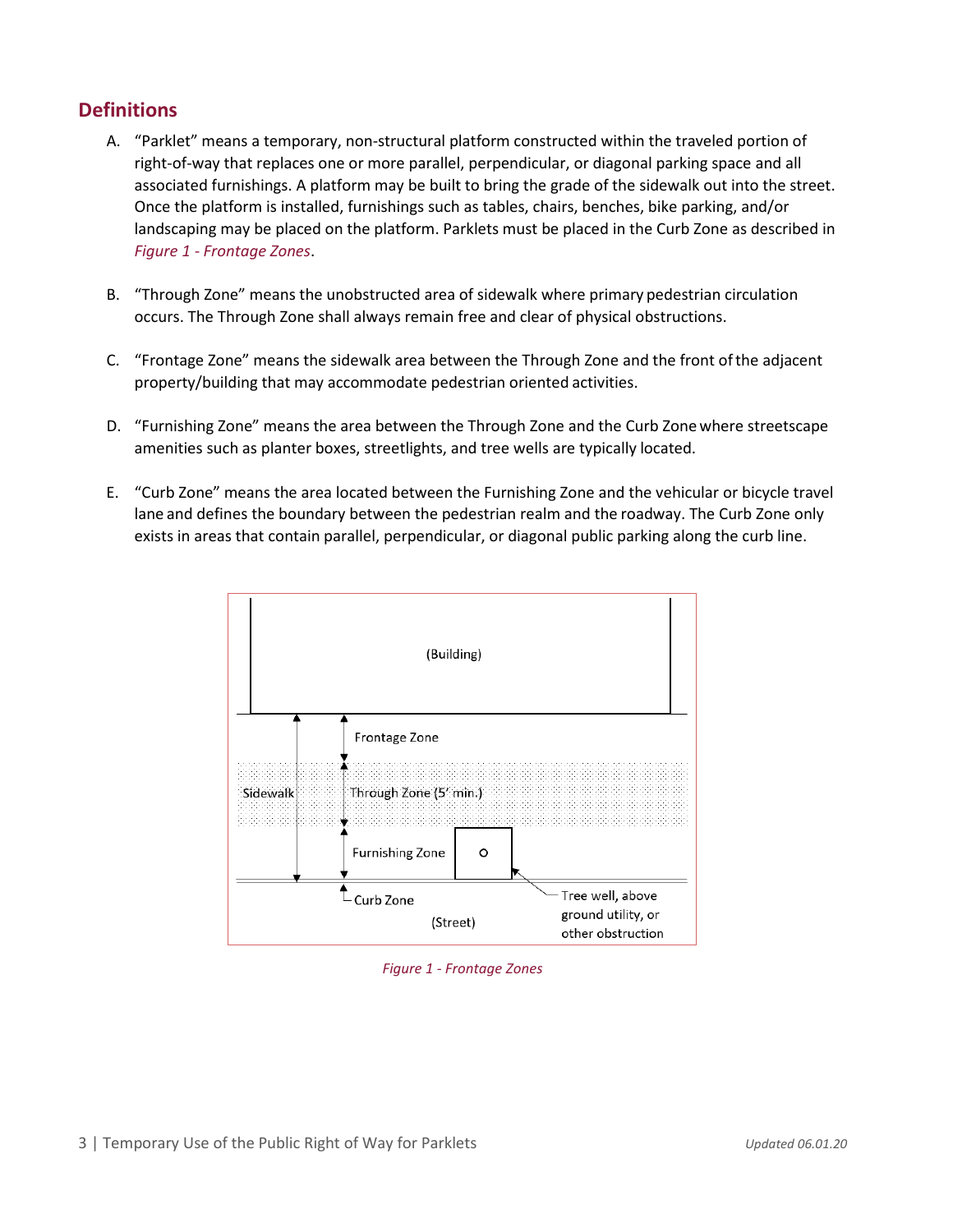## Definitions

A. "Parklet" means a temporary, non-structural platform constructed within the traveled portion of right-of-way that replaces one or more parallel, perpendicular, or diagonal parking space and all associated furnishings. A platform may be built to bring the grade of the sidewalk out into the street. Once the platform is installed, furnishings such as tables, chairs, benches, bike parking, and/or landscaping may be placed on the platform. Parklets must be placed in the Curb Zone as described in *Figure 1 - Frontage Zones*.

B. "Through Zone" means the unobstructed area of sidewalk where primary pedestrian circulation occurs. The Through Zone shall always remain free and clear of physical obstructions.

C. "Frontage Zone" means the sidewalk area between the Through Zone and the front of the adjacent property/building that may accommodate pedestrian oriented activities.

D. "Furnishing Zone" means the area between the Through Zone and the Curb Zone where streetscape amenities such as planter boxes, streetlights, and tree wells are typically located.

E. "Curb Zone" means the area located between the Furnishing Zone and the vehicular or bicycle travel lane and defines the boundary between the pedestrian realm and the roadway. The Curb Zone only exists in areas that contain parallel, perpendicular, or diagonal public parking along the curb line.

(Building)

Frontage Zone

Sidewalk

Through Zone (5' min.)

Furnishing Zone

Curb Zone

(Street)

Tree well, above ground utility, or other obstruction

*Figure 1 - Frontage Zones*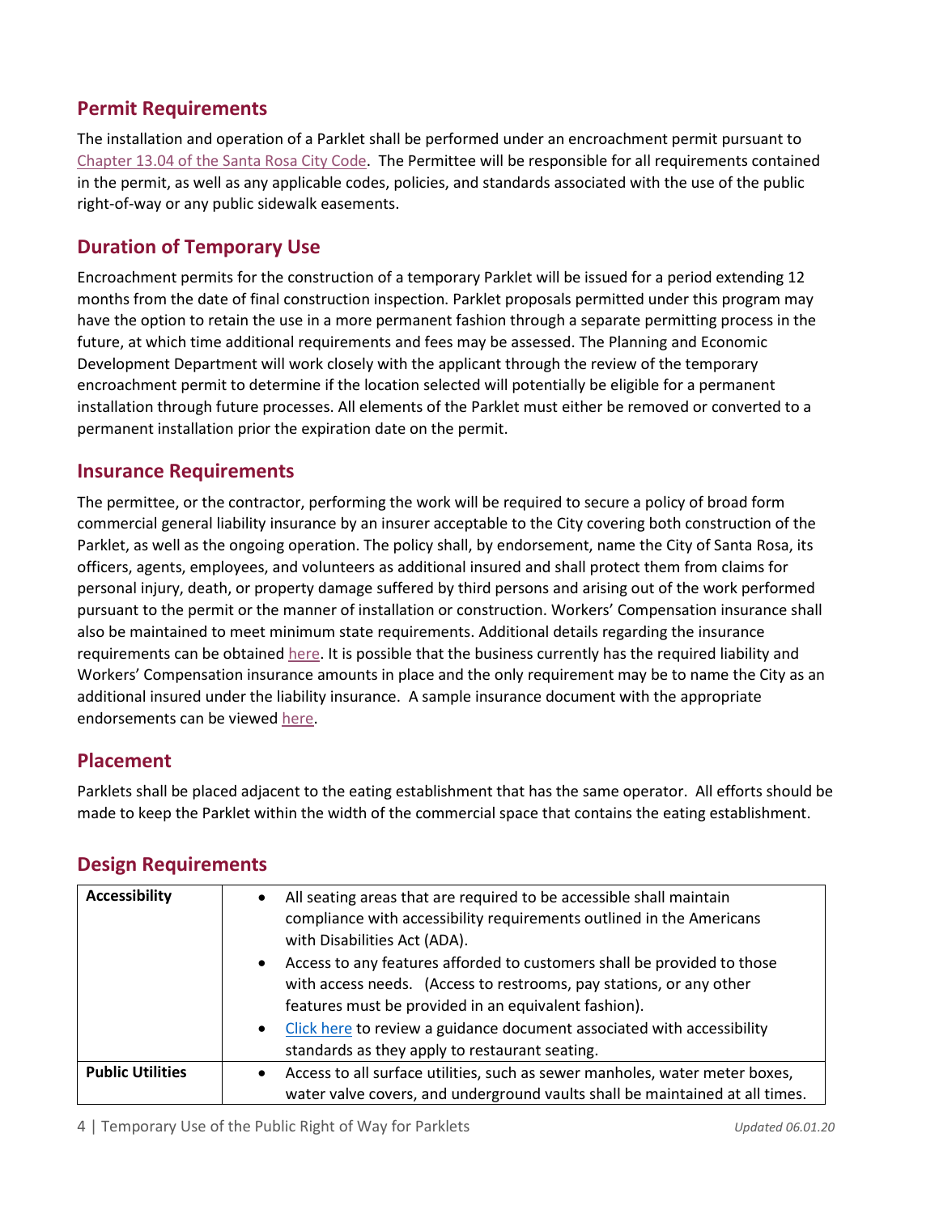## Permit Requirements

The installation and operation of a Parklet shall be performed under an encroachment permit pursuant to Chapter 13.04 of the Santa Rosa City Code. The Permittee will be responsible for all requirements contained in the permit, as well as any applicable codes, policies, and standards associated with the use of the public right-of-way or any public sidewalk easements.

## Duration of Temporary Use

Encroachment permits for the construction of a temporary Parklet will be issued for a period extending 12 months from the date of final construction inspection. Parklet proposals permitted under this program may have the option to retain the use in a more permanent fashion through a separate permitting process in the future, at which time additional requirements and fees may be assessed. The Planning and Economic Development Department will work closely with the applicant through the review of the temporary encroachment permit to determine if the location selected will potentially be eligible for a permanent installation through future processes. All elements of the Parklet must either be removed or converted to a permanent installation prior the expiration date on the permit.

## Insurance Requirements

The permittee, or the contractor, performing the work will be required to secure a policy of broad form commercial general liability insurance by an insurer acceptable to the City covering both construction of the Parklet, as well as the ongoing operation. The policy shall, by endorsement, name the City of Santa Rosa, its officers, agents, employees, and volunteers as additional insured and shall protect them from claims for personal injury, death, or property damage suffered by third persons and arising out of the work performed pursuant to the permit or the manner of installation or construction. Workers' Compensation insurance shall also be maintained to meet minimum state requirements. Additional details regarding the insurance requirements can be obtained here. It is possible that the business currently has the required liability and Workers' Compensation insurance amounts in place and the only requirement may be to name the City as an additional insured under the liability insurance. A sample insurance document with the appropriate endorsements can be viewed here.

## Placement

Parklets shall be placed adjacent to the eating establishment that has the same operator. All efforts should be made to keep the Parklet within the width of the commercial space that contains the eating establishment.

## Design Requirements

| | |
|---|---|
| **Accessibility** | • All seating areas that are required to be accessible shall maintain compliance with accessibility requirements outlined in the Americans with Disabilities Act (ADA).<br>• Access to any features afforded to customers shall be provided to those with access needs. (Access to restrooms, pay stations, or any other features must be provided in an equivalent fashion).<br>• Click here to review a guidance document associated with accessibility standards as they apply to restaurant seating. |
| **Public Utilities** | • Access to all surface utilities, such as sewer manholes, water meter boxes, water valve covers, and underground vaults shall be maintained at all times. |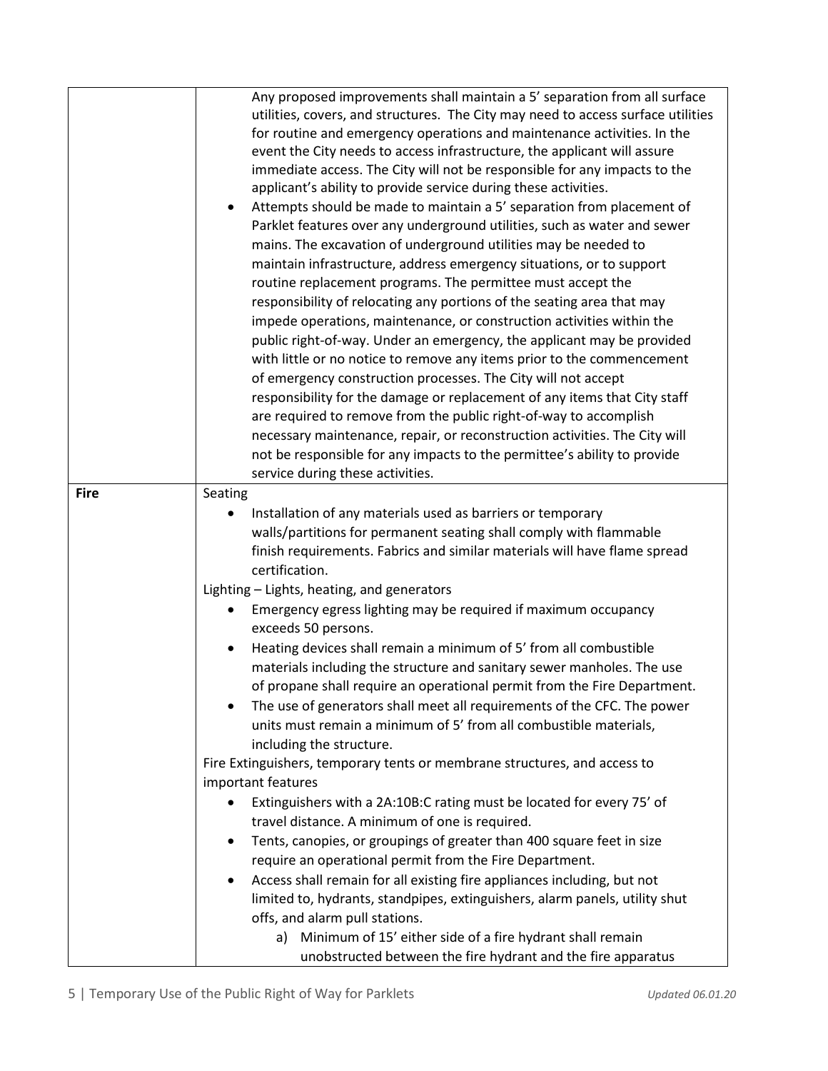| | |
|---|---|
| | Any proposed improvements shall maintain a 5' separation from all surface utilities, covers, and structures. The City may need to access surface utilities for routine and emergency operations and maintenance activities. In the event the City needs to access infrastructure, the applicant will assure immediate access. The City will not be responsible for any impacts to the applicant's ability to provide service during these activities.<br>• Attempts should be made to maintain a 5' separation from placement of Parklet features over any underground utilities, such as water and sewer mains. The excavation of underground utilities may be needed to maintain infrastructure, address emergency situations, or to support routine replacement programs. The permittee must accept the responsibility of relocating any portions of the seating area that may impede operations, maintenance, or construction activities within the public right-of-way. Under an emergency, the applicant may be provided with little or no notice to remove any items prior to the commencement of emergency construction processes. The City will not accept responsibility for the damage or replacement of any items that City staff are required to remove from the public right-of-way to accomplish necessary maintenance, repair, or reconstruction activities. The City will not be responsible for any impacts to the permittee's ability to provide service during these activities. |
| **Fire** | Seating<br>• Installation of any materials used as barriers or temporary walls/partitions for permanent seating shall comply with flammable finish requirements. Fabrics and similar materials will have flame spread certification.<br>Lighting – Lights, heating, and generators<br>• Emergency egress lighting may be required if maximum occupancy exceeds 50 persons.<br>• Heating devices shall remain a minimum of 5' from all combustible materials including the structure and sanitary sewer manholes. The use of propane shall require an operational permit from the Fire Department.<br>• The use of generators shall meet all requirements of the CFC. The power units must remain a minimum of 5' from all combustible materials, including the structure.<br>Fire Extinguishers, temporary tents or membrane structures, and access to important features<br>• Extinguishers with a 2A:10B:C rating must be located for every 75' of travel distance. A minimum of one is required.<br>• Tents, canopies, or groupings of greater than 400 square feet in size require an operational permit from the Fire Department.<br>• Access shall remain for all existing fire appliances including, but not limited to, hydrants, standpipes, extinguishers, alarm panels, utility shut offs, and alarm pull stations.<br>a) Minimum of 15' either side of a fire hydrant shall remain unobstructed between the fire hydrant and the fire apparatus |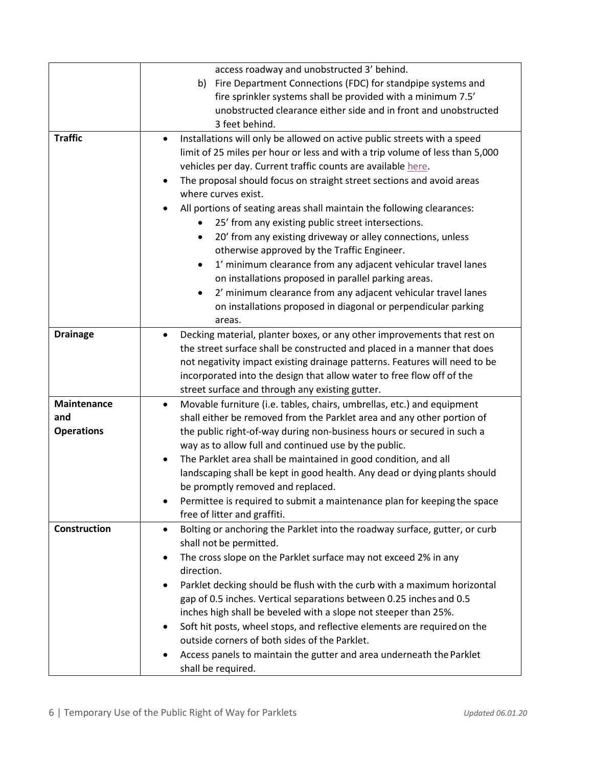| | |
|---|---|
| | access roadway and unobstructed 3' behind.<br>b) Fire Department Connections (FDC) for standpipe systems and fire sprinkler systems shall be provided with a minimum 7.5' unobstructed clearance either side and in front and unobstructed 3 feet behind. |
| **Traffic** | • Installations will only be allowed on active public streets with a speed limit of 25 miles per hour or less and with a trip volume of less than 5,000 vehicles per day. Current traffic counts are available here.<br>• The proposal should focus on straight street sections and avoid areas where curves exist.<br>• All portions of seating areas shall maintain the following clearances:<br>  • 25' from any existing public street intersections.<br>  • 20' from any existing driveway or alley connections, unless otherwise approved by the Traffic Engineer.<br>  • 1' minimum clearance from any adjacent vehicular travel lanes on installations proposed in parallel parking areas.<br>  • 2' minimum clearance from any adjacent vehicular travel lanes on installations proposed in diagonal or perpendicular parking areas. |
| **Drainage** | • Decking material, planter boxes, or any other improvements that rest on the street surface shall be constructed and placed in a manner that does not negativity impact existing drainage patterns. Features will need to be incorporated into the design that allow water to free flow off of the street surface and through any existing gutter. |
| **Maintenance and Operations** | • Movable furniture (i.e. tables, chairs, umbrellas, etc.) and equipment shall either be removed from the Parklet area and any other portion of the public right-of-way during non-business hours or secured in such a way as to allow full and continued use by the public.<br>• The Parklet area shall be maintained in good condition, and all landscaping shall be kept in good health. Any dead or dying plants should be promptly removed and replaced.<br>• Permittee is required to submit a maintenance plan for keeping the space free of litter and graffiti. |
| **Construction** | • Bolting or anchoring the Parklet into the roadway surface, gutter, or curb shall not be permitted.<br>• The cross slope on the Parklet surface may not exceed 2% in any direction.<br>• Parklet decking should be flush with the curb with a maximum horizontal gap of 0.5 inches. Vertical separations between 0.25 inches and 0.5 inches high shall be beveled with a slope not steeper than 25%.<br>• Soft hit posts, wheel stops, and reflective elements are required on the outside corners of both sides of the Parklet.<br>• Access panels to maintain the gutter and area underneath the Parklet shall be required. |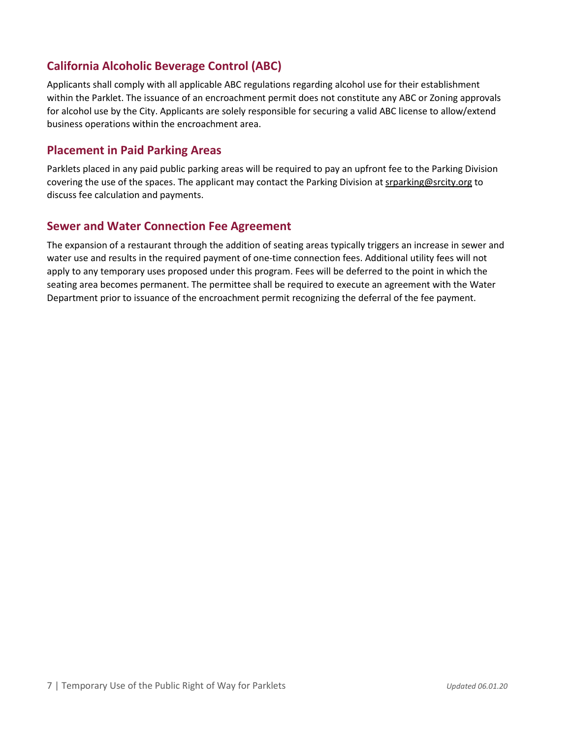## California Alcoholic Beverage Control (ABC)

Applicants shall comply with all applicable ABC regulations regarding alcohol use for their establishment within the Parklet. The issuance of an encroachment permit does not constitute any ABC or Zoning approvals for alcohol use by the City. Applicants are solely responsible for securing a valid ABC license to allow/extend business operations within the encroachment area.

## Placement in Paid Parking Areas

Parklets placed in any paid public parking areas will be required to pay an upfront fee to the Parking Division covering the use of the spaces. The applicant may contact the Parking Division at srparking@srcity.org to discuss fee calculation and payments.

## Sewer and Water Connection Fee Agreement

The expansion of a restaurant through the addition of seating areas typically triggers an increase in sewer and water use and results in the required payment of one-time connection fees. Additional utility fees will not apply to any temporary uses proposed under this program. Fees will be deferred to the point in which the seating area becomes permanent. The permittee shall be required to execute an agreement with the Water Department prior to issuance of the encroachment permit recognizing the deferral of the fee payment.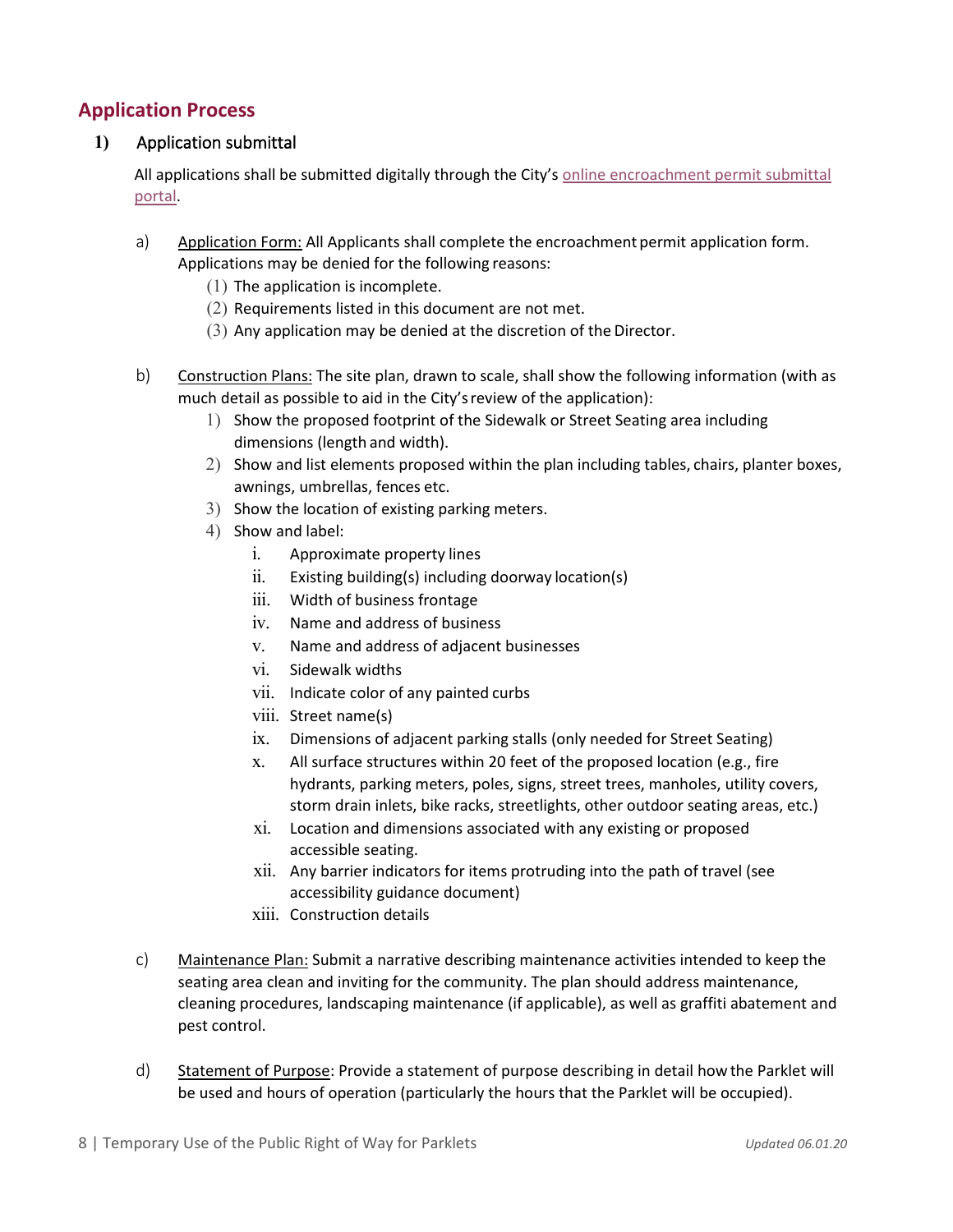## Application Process

**1)** Application submittal

All applications shall be submitted digitally through the City's [online encroachment permit submittal portal](online encroachment permit submittal portal).

a) Application Form: All Applicants shall complete the encroachment permit application form. Applications may be denied for the following reasons:

   (1) The application is incomplete.
   (2) Requirements listed in this document are not met.
   (3) Any application may be denied at the discretion of the Director.

b) Construction Plans: The site plan, drawn to scale, shall show the following information (with as much detail as possible to aid in the City's review of the application):

   1) Show the proposed footprint of the Sidewalk or Street Seating area including dimensions (length and width).
   2) Show and list elements proposed within the plan including tables, chairs, planter boxes, awnings, umbrellas, fences etc.
   3) Show the location of existing parking meters.
   4) Show and label:
      i. Approximate property lines
      ii. Existing building(s) including doorway location(s)
      iii. Width of business frontage
      iv. Name and address of business
      v. Name and address of adjacent businesses
      vi. Sidewalk widths
      vii. Indicate color of any painted curbs
      viii. Street name(s)
      ix. Dimensions of adjacent parking stalls (only needed for Street Seating)
      x. All surface structures within 20 feet of the proposed location (e.g., fire hydrants, parking meters, poles, signs, street trees, manholes, utility covers, storm drain inlets, bike racks, streetlights, other outdoor seating areas, etc.)
      xi. Location and dimensions associated with any existing or proposed accessible seating.
      xii. Any barrier indicators for items protruding into the path of travel (see accessibility guidance document)
      xiii. Construction details

c) Maintenance Plan: Submit a narrative describing maintenance activities intended to keep the seating area clean and inviting for the community. The plan should address maintenance, cleaning procedures, landscaping maintenance (if applicable), as well as graffiti abatement and pest control.

d) Statement of Purpose: Provide a statement of purpose describing in detail how the Parklet will be used and hours of operation (particularly the hours that the Parklet will be occupied).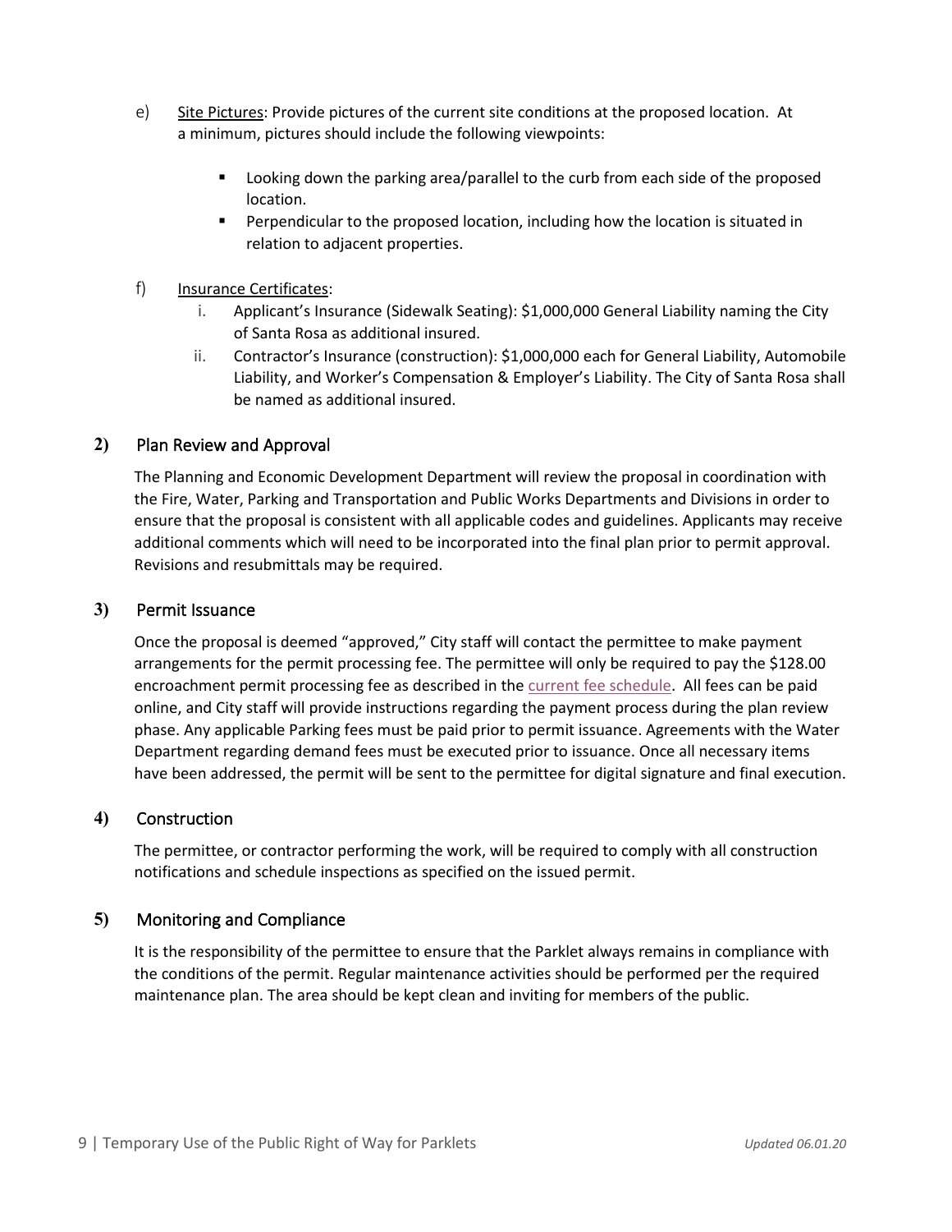e) Site Pictures: Provide pictures of the current site conditions at the proposed location. At a minimum, pictures should include the following viewpoints:

- Looking down the parking area/parallel to the curb from each side of the proposed location.
- Perpendicular to the proposed location, including how the location is situated in relation to adjacent properties.

f) Insurance Certificates:

i. Applicant's Insurance (Sidewalk Seating): $1,000,000 General Liability naming the City of Santa Rosa as additional insured.

ii. Contractor's Insurance (construction): $1,000,000 each for General Liability, Automobile Liability, and Worker's Compensation & Employer's Liability. The City of Santa Rosa shall be named as additional insured.

## 2) Plan Review and Approval

The Planning and Economic Development Department will review the proposal in coordination with the Fire, Water, Parking and Transportation and Public Works Departments and Divisions in order to ensure that the proposal is consistent with all applicable codes and guidelines. Applicants may receive additional comments which will need to be incorporated into the final plan prior to permit approval. Revisions and resubmittals may be required.

## 3) Permit Issuance

Once the proposal is deemed "approved," City staff will contact the permittee to make payment arrangements for the permit processing fee. The permittee will only be required to pay the $128.00 encroachment permit processing fee as described in the current fee schedule. All fees can be paid online, and City staff will provide instructions regarding the payment process during the plan review phase. Any applicable Parking fees must be paid prior to permit issuance. Agreements with the Water Department regarding demand fees must be executed prior to issuance. Once all necessary items have been addressed, the permit will be sent to the permittee for digital signature and final execution.

## 4) Construction

The permittee, or contractor performing the work, will be required to comply with all construction notifications and schedule inspections as specified on the issued permit.

## 5) Monitoring and Compliance

It is the responsibility of the permittee to ensure that the Parklet always remains in compliance with the conditions of the permit. Regular maintenance activities should be performed per the required maintenance plan. The area should be kept clean and inviting for members of the public.